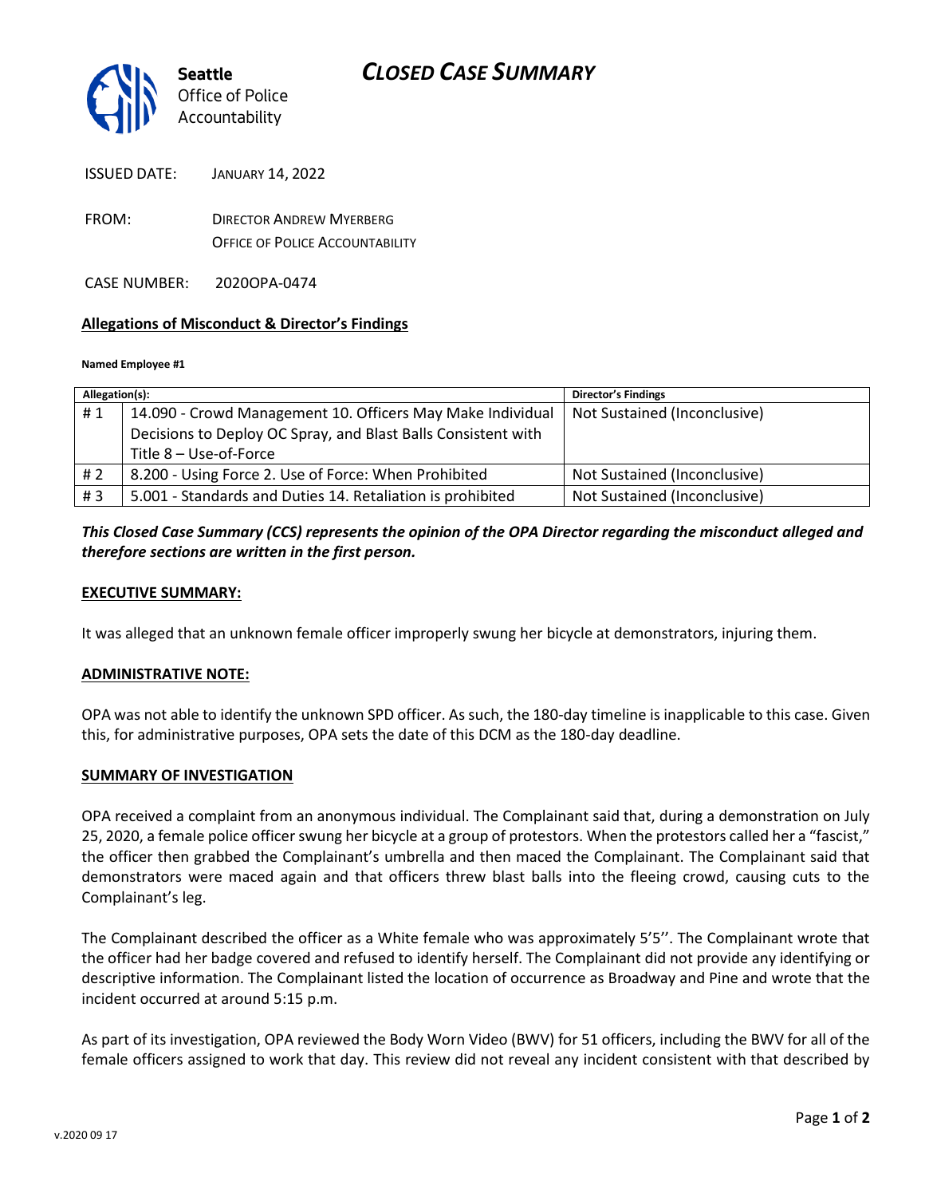# CLOSED CASE SUMMARY

**Seattle**
Office of Police Accountability

ISSUED DATE: JANUARY 14, 2022

FROM: DIRECTOR ANDREW MYERBERG
OFFICE OF POLICE ACCOUNTABILITY

CASE NUMBER: 2020OPA-0474

## Allegations of Misconduct & Director's Findings

**Named Employee #1**

| Allegation(s): | | Director's Findings |
|---|---|---|
| # 1 | 14.090 - Crowd Management 10. Officers May Make Individual Decisions to Deploy OC Spray, and Blast Balls Consistent with Title 8 – Use-of-Force | Not Sustained (Inconclusive) |
| # 2 | 8.200 - Using Force 2. Use of Force: When Prohibited | Not Sustained (Inconclusive) |
| # 3 | 5.001 - Standards and Duties 14. Retaliation is prohibited | Not Sustained (Inconclusive) |

***This Closed Case Summary (CCS) represents the opinion of the OPA Director regarding the misconduct alleged and therefore sections are written in the first person.***

## EXECUTIVE SUMMARY:

It was alleged that an unknown female officer improperly swung her bicycle at demonstrators, injuring them.

## ADMINISTRATIVE NOTE:

OPA was not able to identify the unknown SPD officer. As such, the 180-day timeline is inapplicable to this case. Given this, for administrative purposes, OPA sets the date of this DCM as the 180-day deadline.

## SUMMARY OF INVESTIGATION

OPA received a complaint from an anonymous individual. The Complainant said that, during a demonstration on July 25, 2020, a female police officer swung her bicycle at a group of protestors. When the protestors called her a "fascist," the officer then grabbed the Complainant's umbrella and then maced the Complainant. The Complainant said that demonstrators were maced again and that officers threw blast balls into the fleeing crowd, causing cuts to the Complainant's leg.

The Complainant described the officer as a White female who was approximately 5'5''. The Complainant wrote that the officer had her badge covered and refused to identify herself. The Complainant did not provide any identifying or descriptive information. The Complainant listed the location of occurrence as Broadway and Pine and wrote that the incident occurred at around 5:15 p.m.

As part of its investigation, OPA reviewed the Body Worn Video (BWV) for 51 officers, including the BWV for all of the female officers assigned to work that day. This review did not reveal any incident consistent with that described by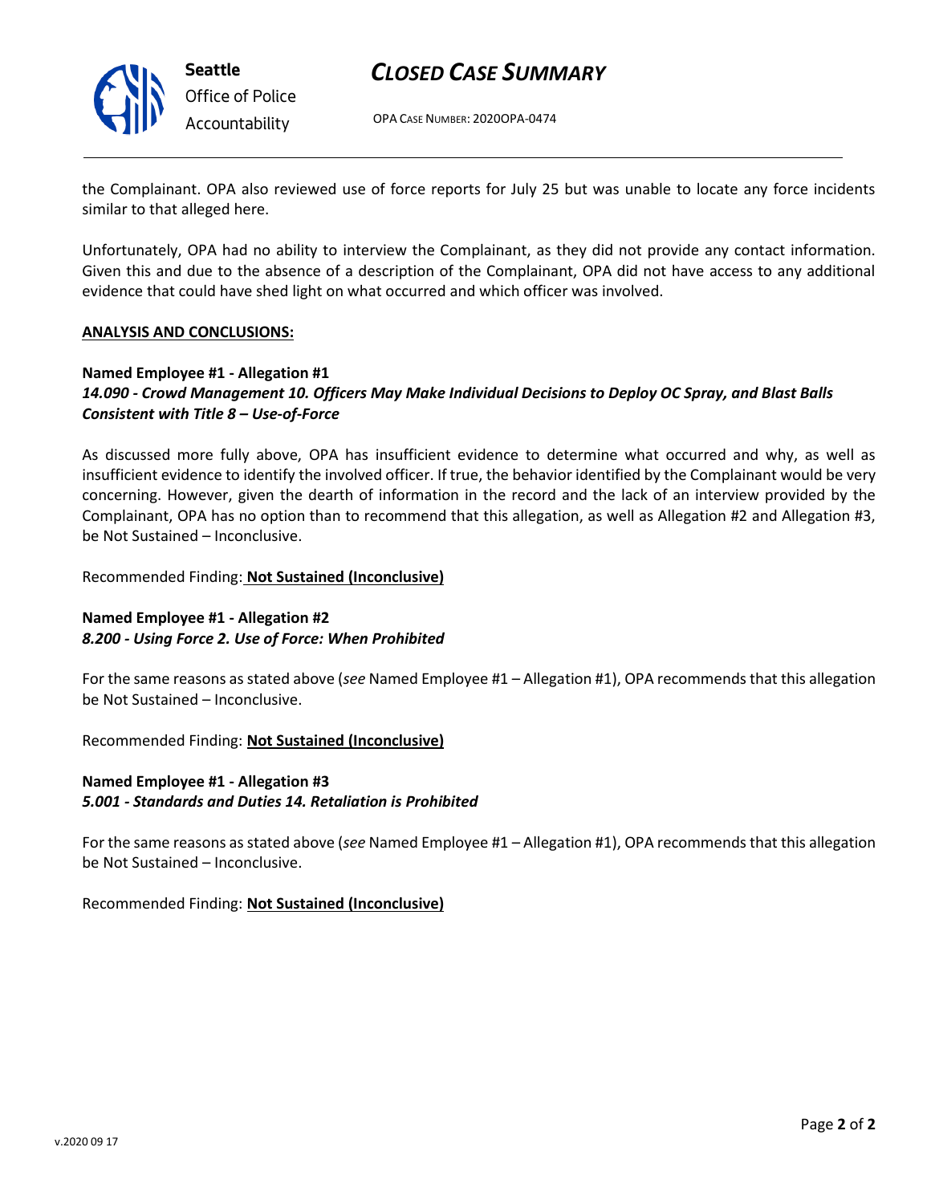the Complainant. OPA also reviewed use of force reports for July 25 but was unable to locate any force incidents similar to that alleged here.

Unfortunately, OPA had no ability to interview the Complainant, as they did not provide any contact information. Given this and due to the absence of a description of the Complainant, OPA did not have access to any additional evidence that could have shed light on what occurred and which officer was involved.

**ANALYSIS AND CONCLUSIONS:**

**Named Employee #1 - Allegation #1**
***14.090 - Crowd Management 10. Officers May Make Individual Decisions to Deploy OC Spray, and Blast Balls Consistent with Title 8 – Use-of-Force***

As discussed more fully above, OPA has insufficient evidence to determine what occurred and why, as well as insufficient evidence to identify the involved officer. If true, the behavior identified by the Complainant would be very concerning. However, given the dearth of information in the record and the lack of an interview provided by the Complainant, OPA has no option than to recommend that this allegation, as well as Allegation #2 and Allegation #3, be Not Sustained – Inconclusive.

Recommended Finding: **Not Sustained (Inconclusive)**

**Named Employee #1 - Allegation #2**
***8.200 - Using Force 2. Use of Force: When Prohibited***

For the same reasons as stated above (*see* Named Employee #1 – Allegation #1), OPA recommends that this allegation be Not Sustained – Inconclusive.

Recommended Finding: **Not Sustained (Inconclusive)**

**Named Employee #1 - Allegation #3**
***5.001 - Standards and Duties 14. Retaliation is Prohibited***

For the same reasons as stated above (*see* Named Employee #1 – Allegation #1), OPA recommends that this allegation be Not Sustained – Inconclusive.

Recommended Finding: **Not Sustained (Inconclusive)**